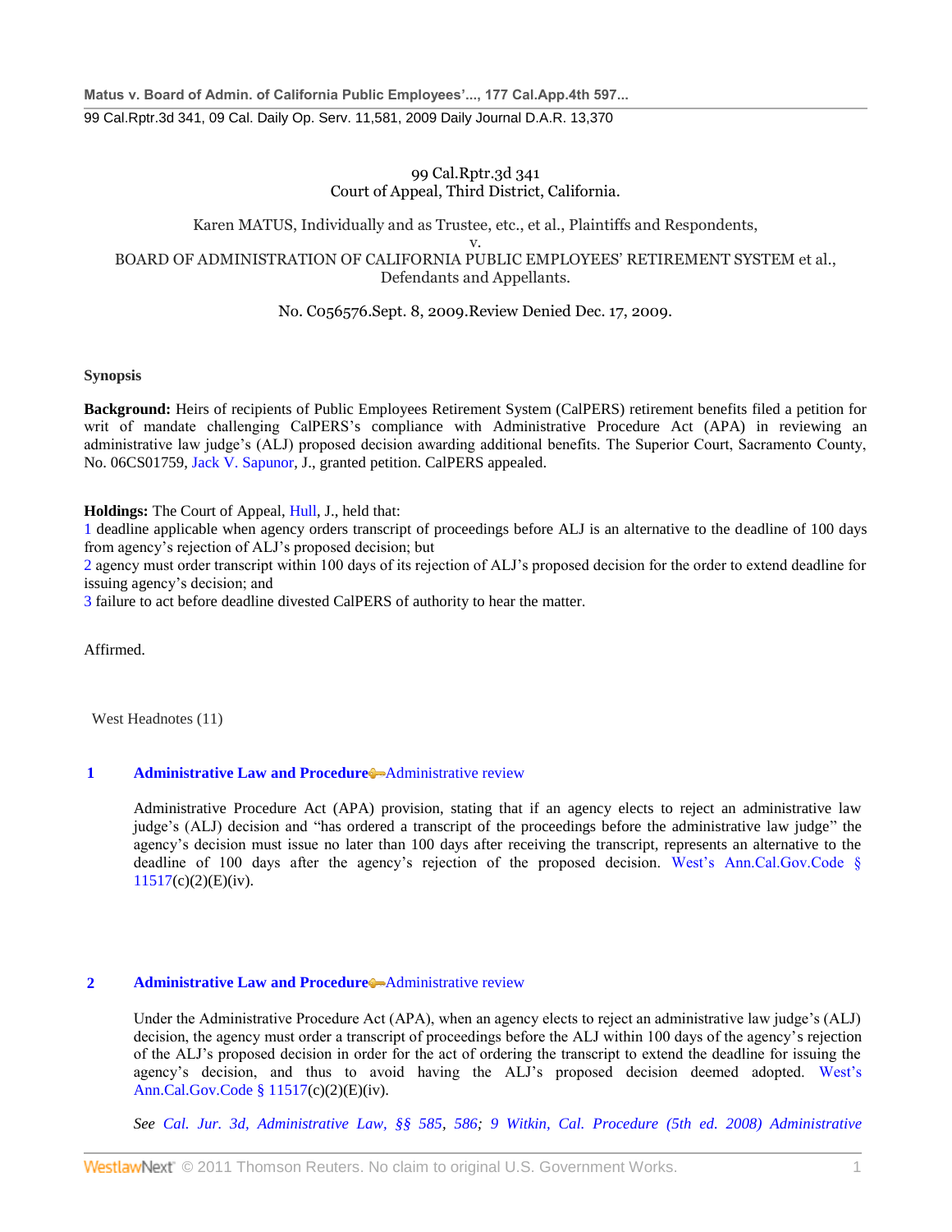99 Cal.Rptr.3d 341
Court of Appeal, Third District, California.

Karen MATUS, Individually and as Trustee, etc., et al., Plaintiffs and Respondents,
v.
BOARD OF ADMINISTRATION OF CALIFORNIA PUBLIC EMPLOYEES' RETIREMENT SYSTEM et al., Defendants and Appellants.

No. C056576.Sept. 8, 2009.Review Denied Dec. 17, 2009.

## Synopsis

**Background:** Heirs of recipients of Public Employees Retirement System (CalPERS) retirement benefits filed a petition for writ of mandate challenging CalPERS's compliance with Administrative Procedure Act (APA) in reviewing an administrative law judge's (ALJ) proposed decision awarding additional benefits. The Superior Court, Sacramento County, No. 06CS01759, Jack V. Sapunor, J., granted petition. CalPERS appealed.

**Holdings:** The Court of Appeal, Hull, J., held that:

1 deadline applicable when agency orders transcript of proceedings before ALJ is an alternative to the deadline of 100 days from agency's rejection of ALJ's proposed decision; but

2 agency must order transcript within 100 days of its rejection of ALJ's proposed decision for the order to extend deadline for issuing agency's decision; and

3 failure to act before deadline divested CalPERS of authority to hear the matter.

Affirmed.

West Headnotes (11)

**1** **Administrative Law and Procedure** Administrative review

Administrative Procedure Act (APA) provision, stating that if an agency elects to reject an administrative law judge's (ALJ) decision and "has ordered a transcript of the proceedings before the administrative law judge" the agency's decision must issue no later than 100 days after receiving the transcript, represents an alternative to the deadline of 100 days after the agency's rejection of the proposed decision. West's Ann.Cal.Gov.Code § 11517(c)(2)(E)(iv).

**2** **Administrative Law and Procedure** Administrative review

Under the Administrative Procedure Act (APA), when an agency elects to reject an administrative law judge's (ALJ) decision, the agency must order a transcript of proceedings before the ALJ within 100 days of the agency's rejection of the ALJ's proposed decision in order for the act of ordering the transcript to extend the deadline for issuing the agency's decision, and thus to avoid having the ALJ's proposed decision deemed adopted. West's Ann.Cal.Gov.Code § 11517(c)(2)(E)(iv).

*See Cal. Jur. 3d, Administrative Law, §§ 585, 586; 9 Witkin, Cal. Procedure (5th ed. 2008) Administrative*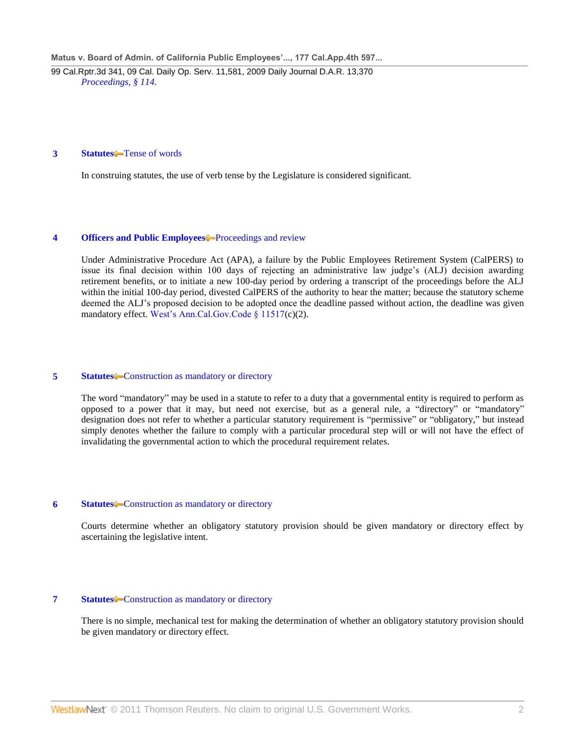*Proceedings, § 114.*

**3** **Statutes** Tense of words

In construing statutes, the use of verb tense by the Legislature is considered significant.

**4** **Officers and Public Employees** Proceedings and review

Under Administrative Procedure Act (APA), a failure by the Public Employees Retirement System (CalPERS) to issue its final decision within 100 days of rejecting an administrative law judge's (ALJ) decision awarding retirement benefits, or to initiate a new 100-day period by ordering a transcript of the proceedings before the ALJ within the initial 100-day period, divested CalPERS of the authority to hear the matter; because the statutory scheme deemed the ALJ's proposed decision to be adopted once the deadline passed without action, the deadline was given mandatory effect. West's Ann.Cal.Gov.Code § 11517(c)(2).

**5** **Statutes** Construction as mandatory or directory

The word "mandatory" may be used in a statute to refer to a duty that a governmental entity is required to perform as opposed to a power that it may, but need not exercise, but as a general rule, a "directory" or "mandatory" designation does not refer to whether a particular statutory requirement is "permissive" or "obligatory," but instead simply denotes whether the failure to comply with a particular procedural step will or will not have the effect of invalidating the governmental action to which the procedural requirement relates.

**6** **Statutes** Construction as mandatory or directory

Courts determine whether an obligatory statutory provision should be given mandatory or directory effect by ascertaining the legislative intent.

**7** **Statutes** Construction as mandatory or directory

There is no simple, mechanical test for making the determination of whether an obligatory statutory provision should be given mandatory or directory effect.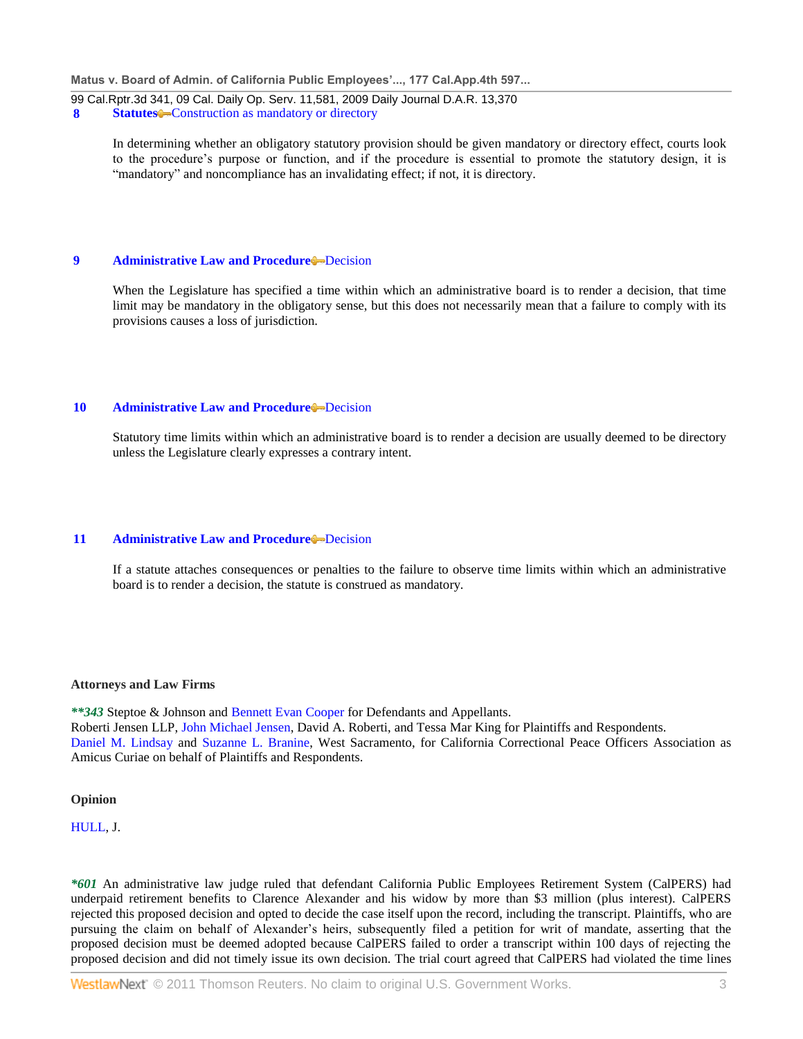**8** **Statutes**—Construction as mandatory or directory

In determining whether an obligatory statutory provision should be given mandatory or directory effect, courts look to the procedure's purpose or function, and if the procedure is essential to promote the statutory design, it is "mandatory" and noncompliance has an invalidating effect; if not, it is directory.

**9** **Administrative Law and Procedure**—Decision

When the Legislature has specified a time within which an administrative board is to render a decision, that time limit may be mandatory in the obligatory sense, but this does not necessarily mean that a failure to comply with its provisions causes a loss of jurisdiction.

**10** **Administrative Law and Procedure**—Decision

Statutory time limits within which an administrative board is to render a decision are usually deemed to be directory unless the Legislature clearly expresses a contrary intent.

**11** **Administrative Law and Procedure**—Decision

If a statute attaches consequences or penalties to the failure to observe time limits within which an administrative board is to render a decision, the statute is construed as mandatory.

**Attorneys and Law Firms**

***\*\*343*** Steptoe & Johnson and Bennett Evan Cooper for Defendants and Appellants.
Roberti Jensen LLP, John Michael Jensen, David A. Roberti, and Tessa Mar King for Plaintiffs and Respondents.
Daniel M. Lindsay and Suzanne L. Branine, West Sacramento, for California Correctional Peace Officers Association as Amicus Curiae on behalf of Plaintiffs and Respondents.

**Opinion**

HULL, J.

***\*601*** An administrative law judge ruled that defendant California Public Employees Retirement System (CalPERS) had underpaid retirement benefits to Clarence Alexander and his widow by more than $3 million (plus interest). CalPERS rejected this proposed decision and opted to decide the case itself upon the record, including the transcript. Plaintiffs, who are pursuing the claim on behalf of Alexander's heirs, subsequently filed a petition for writ of mandate, asserting that the proposed decision must be deemed adopted because CalPERS failed to order a transcript within 100 days of rejecting the proposed decision and did not timely issue its own decision. The trial court agreed that CalPERS had violated the time lines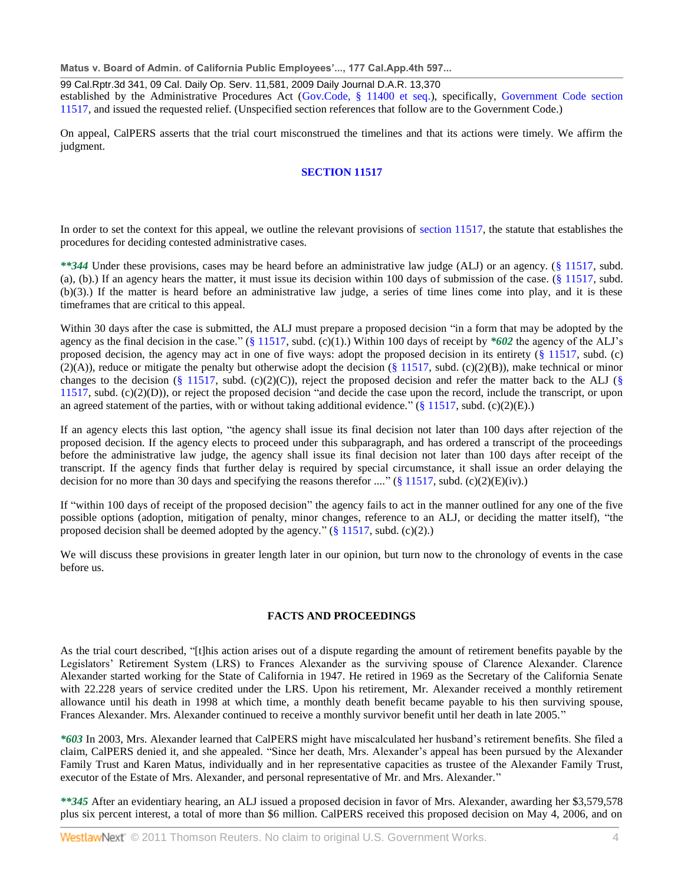established by the Administrative Procedures Act (Gov.Code, § 11400 et seq.), specifically, Government Code section 11517, and issued the requested relief. (Unspecified section references that follow are to the Government Code.)

On appeal, CalPERS asserts that the trial court misconstrued the timelines and that its actions were timely. We affirm the judgment.

## SECTION 11517

In order to set the context for this appeal, we outline the relevant provisions of section 11517, the statute that establishes the procedures for deciding contested administrative cases.

***\*\*344*** Under these provisions, cases may be heard before an administrative law judge (ALJ) or an agency. (§ 11517, subd. (a), (b).) If an agency hears the matter, it must issue its decision within 100 days of submission of the case. (§ 11517, subd. (b)(3).) If the matter is heard before an administrative law judge, a series of time lines come into play, and it is these timeframes that are critical to this appeal.

Within 30 days after the case is submitted, the ALJ must prepare a proposed decision "in a form that may be adopted by the agency as the final decision in the case." (§ 11517, subd. (c)(1).) Within 100 days of receipt by ***\*602*** the agency of the ALJ's proposed decision, the agency may act in one of five ways: adopt the proposed decision in its entirety (§ 11517, subd. (c)(2)(A)), reduce or mitigate the penalty but otherwise adopt the decision (§ 11517, subd. (c)(2)(B)), make technical or minor changes to the decision (§ 11517, subd. (c)(2)(C)), reject the proposed decision and refer the matter back to the ALJ (§ 11517, subd. (c)(2)(D)), or reject the proposed decision "and decide the case upon the record, include the transcript, or upon an agreed statement of the parties, with or without taking additional evidence." (§ 11517, subd. (c)(2)(E).)

If an agency elects this last option, "the agency shall issue its final decision not later than 100 days after rejection of the proposed decision. If the agency elects to proceed under this subparagraph, and has ordered a transcript of the proceedings before the administrative law judge, the agency shall issue its final decision not later than 100 days after receipt of the transcript. If the agency finds that further delay is required by special circumstance, it shall issue an order delaying the decision for no more than 30 days and specifying the reasons therefor ...." (§ 11517, subd. (c)(2)(E)(iv).)

If "within 100 days of receipt of the proposed decision" the agency fails to act in the manner outlined for any one of the five possible options (adoption, mitigation of penalty, minor changes, reference to an ALJ, or deciding the matter itself), "the proposed decision shall be deemed adopted by the agency." (§ 11517, subd. (c)(2).)

We will discuss these provisions in greater length later in our opinion, but turn now to the chronology of events in the case before us.

## FACTS AND PROCEEDINGS

As the trial court described, "[t]his action arises out of a dispute regarding the amount of retirement benefits payable by the Legislators' Retirement System (LRS) to Frances Alexander as the surviving spouse of Clarence Alexander. Clarence Alexander started working for the State of California in 1947. He retired in 1969 as the Secretary of the California Senate with 22.228 years of service credited under the LRS. Upon his retirement, Mr. Alexander received a monthly retirement allowance until his death in 1998 at which time, a monthly death benefit became payable to his then surviving spouse, Frances Alexander. Mrs. Alexander continued to receive a monthly survivor benefit until her death in late 2005."

***\*603*** In 2003, Mrs. Alexander learned that CalPERS might have miscalculated her husband's retirement benefits. She filed a claim, CalPERS denied it, and she appealed. "Since her death, Mrs. Alexander's appeal has been pursued by the Alexander Family Trust and Karen Matus, individually and in her representative capacities as trustee of the Alexander Family Trust, executor of the Estate of Mrs. Alexander, and personal representative of Mr. and Mrs. Alexander."

***\*\*345*** After an evidentiary hearing, an ALJ issued a proposed decision in favor of Mrs. Alexander, awarding her $3,579,578 plus six percent interest, a total of more than $6 million. CalPERS received this proposed decision on May 4, 2006, and on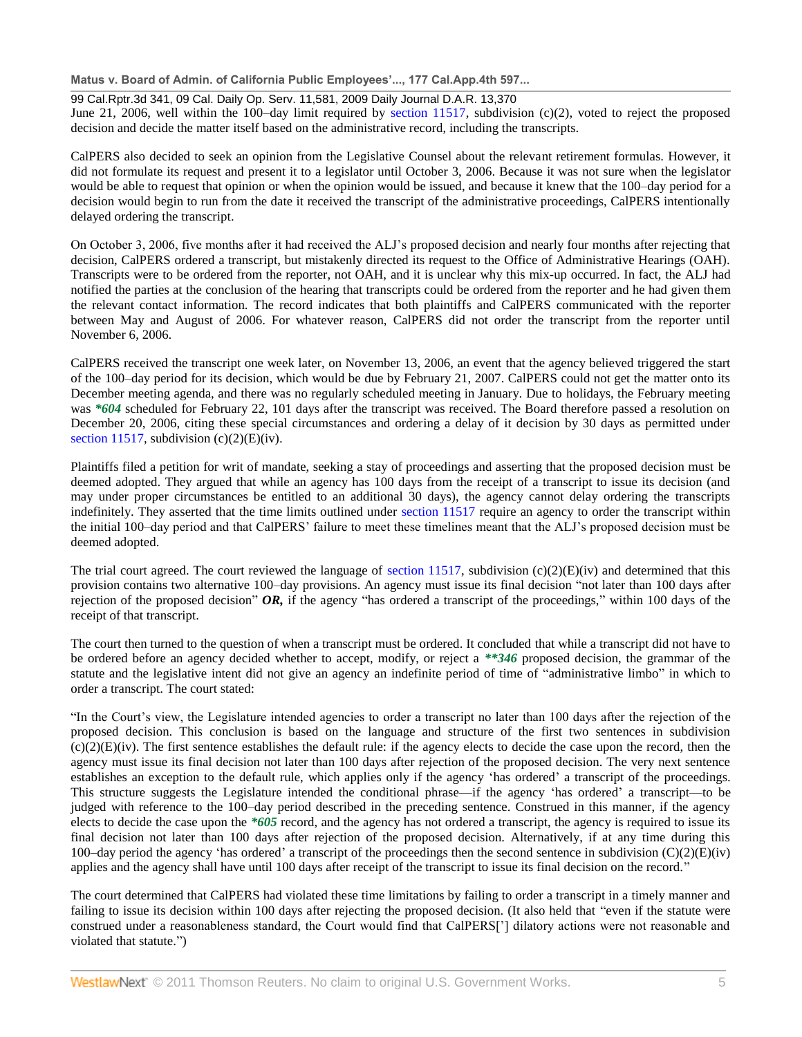June 21, 2006, well within the 100–day limit required by section 11517, subdivision (c)(2), voted to reject the proposed decision and decide the matter itself based on the administrative record, including the transcripts.

CalPERS also decided to seek an opinion from the Legislative Counsel about the relevant retirement formulas. However, it did not formulate its request and present it to a legislator until October 3, 2006. Because it was not sure when the legislator would be able to request that opinion or when the opinion would be issued, and because it knew that the 100–day period for a decision would begin to run from the date it received the transcript of the administrative proceedings, CalPERS intentionally delayed ordering the transcript.

On October 3, 2006, five months after it had received the ALJ's proposed decision and nearly four months after rejecting that decision, CalPERS ordered a transcript, but mistakenly directed its request to the Office of Administrative Hearings (OAH). Transcripts were to be ordered from the reporter, not OAH, and it is unclear why this mix-up occurred. In fact, the ALJ had notified the parties at the conclusion of the hearing that transcripts could be ordered from the reporter and he had given them the relevant contact information. The record indicates that both plaintiffs and CalPERS communicated with the reporter between May and August of 2006. For whatever reason, CalPERS did not order the transcript from the reporter until November 6, 2006.

CalPERS received the transcript one week later, on November 13, 2006, an event that the agency believed triggered the start of the 100–day period for its decision, which would be due by February 21, 2007. CalPERS could not get the matter onto its December meeting agenda, and there was no regularly scheduled meeting in January. Due to holidays, the February meeting was ***604** scheduled for February 22, 101 days after the transcript was received. The Board therefore passed a resolution on December 20, 2006, citing these special circumstances and ordering a delay of it decision by 30 days as permitted under section 11517, subdivision (c)(2)(E)(iv).

Plaintiffs filed a petition for writ of mandate, seeking a stay of proceedings and asserting that the proposed decision must be deemed adopted. They argued that while an agency has 100 days from the receipt of a transcript to issue its decision (and may under proper circumstances be entitled to an additional 30 days), the agency cannot delay ordering the transcripts indefinitely. They asserted that the time limits outlined under section 11517 require an agency to order the transcript within the initial 100–day period and that CalPERS' failure to meet these timelines meant that the ALJ's proposed decision must be deemed adopted.

The trial court agreed. The court reviewed the language of section 11517, subdivision (c)(2)(E)(iv) and determined that this provision contains two alternative 100–day provisions. An agency must issue its final decision "not later than 100 days after rejection of the proposed decision" ***OR,*** if the agency "has ordered a transcript of the proceedings," within 100 days of the receipt of that transcript.

The court then turned to the question of when a transcript must be ordered. It concluded that while a transcript did not have to be ordered before an agency decided whether to accept, modify, or reject a ****346** proposed decision, the grammar of the statute and the legislative intent did not give an agency an indefinite period of time of "administrative limbo" in which to order a transcript. The court stated:

"In the Court's view, the Legislature intended agencies to order a transcript no later than 100 days after the rejection of the proposed decision. This conclusion is based on the language and structure of the first two sentences in subdivision (c)(2)(E)(iv). The first sentence establishes the default rule: if the agency elects to decide the case upon the record, then the agency must issue its final decision not later than 100 days after rejection of the proposed decision. The very next sentence establishes an exception to the default rule, which applies only if the agency 'has ordered' a transcript of the proceedings. This structure suggests the Legislature intended the conditional phrase—if the agency 'has ordered' a transcript—to be judged with reference to the 100–day period described in the preceding sentence. Construed in this manner, if the agency elects to decide the case upon the ***605** record, and the agency has not ordered a transcript, the agency is required to issue its final decision not later than 100 days after rejection of the proposed decision. Alternatively, if at any time during this 100–day period the agency 'has ordered' a transcript of the proceedings then the second sentence in subdivision (C)(2)(E)(iv) applies and the agency shall have until 100 days after receipt of the transcript to issue its final decision on the record."

The court determined that CalPERS had violated these time limitations by failing to order a transcript in a timely manner and failing to issue its decision within 100 days after rejecting the proposed decision. (It also held that "even if the statute were construed under a reasonableness standard, the Court would find that CalPERS['] dilatory actions were not reasonable and violated that statute.")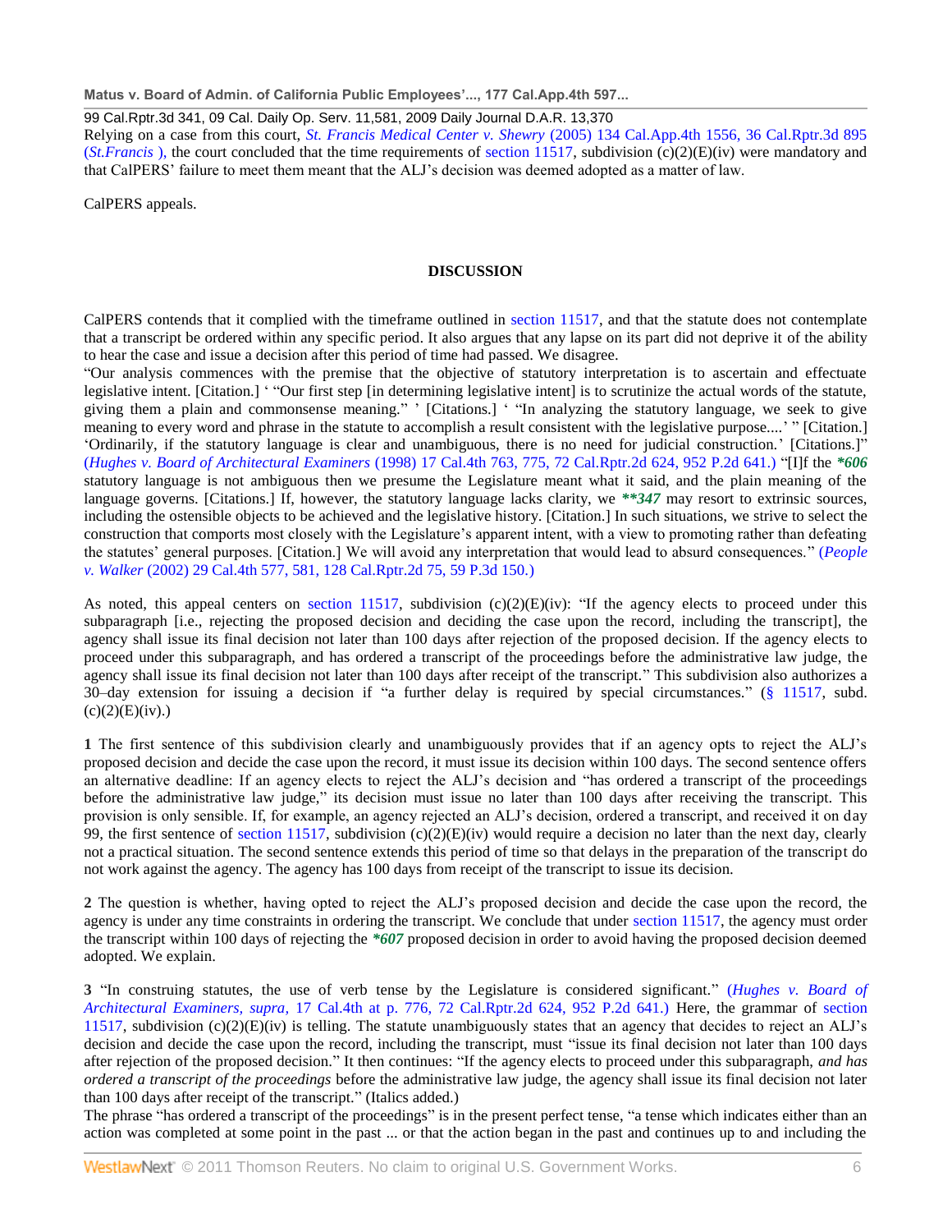Relying on a case from this court, *St. Francis Medical Center v. Shewry* (2005) 134 Cal.App.4th 1556, 36 Cal.Rptr.3d 895 (*St.Francis* ), the court concluded that the time requirements of section 11517, subdivision (c)(2)(E)(iv) were mandatory and that CalPERS' failure to meet them meant that the ALJ's decision was deemed adopted as a matter of law.

CalPERS appeals.

## DISCUSSION

CalPERS contends that it complied with the timeframe outlined in section 11517, and that the statute does not contemplate that a transcript be ordered within any specific period. It also argues that any lapse on its part did not deprive it of the ability to hear the case and issue a decision after this period of time had passed. We disagree.

"Our analysis commences with the premise that the objective of statutory interpretation is to ascertain and effectuate legislative intent. [Citation.] ' "Our first step [in determining legislative intent] is to scrutinize the actual words of the statute, giving them a plain and commonsense meaning." ' [Citations.] ' "In analyzing the statutory language, we seek to give meaning to every word and phrase in the statute to accomplish a result consistent with the legislative purpose...." ' " [Citation.] 'Ordinarily, if the statutory language is clear and unambiguous, there is no need for judicial construction.' [Citations.]" (*Hughes v. Board of Architectural Examiners* (1998) 17 Cal.4th 763, 775, 72 Cal.Rptr.2d 624, 952 P.2d 641.) "[I]f the ***606** statutory language is not ambiguous then we presume the Legislature meant what it said, and the plain meaning of the language governs. [Citations.] If, however, the statutory language lacks clarity, we ****347** may resort to extrinsic sources, including the ostensible objects to be achieved and the legislative history. [Citation.] In such situations, we strive to select the construction that comports most closely with the Legislature's apparent intent, with a view to promoting rather than defeating the statutes' general purposes. [Citation.] We will avoid any interpretation that would lead to absurd consequences." (*People v. Walker* (2002) 29 Cal.4th 577, 581, 128 Cal.Rptr.2d 75, 59 P.3d 150.)

As noted, this appeal centers on section 11517, subdivision (c)(2)(E)(iv): "If the agency elects to proceed under this subparagraph [i.e., rejecting the proposed decision and deciding the case upon the record, including the transcript], the agency shall issue its final decision not later than 100 days after rejection of the proposed decision. If the agency elects to proceed under this subparagraph, and has ordered a transcript of the proceedings before the administrative law judge, the agency shall issue its final decision not later than 100 days after receipt of the transcript." This subdivision also authorizes a 30–day extension for issuing a decision if "a further delay is required by special circumstances." (§ 11517, subd. (c)(2)(E)(iv).)

**1** The first sentence of this subdivision clearly and unambiguously provides that if an agency opts to reject the ALJ's proposed decision and decide the case upon the record, it must issue its decision within 100 days. The second sentence offers an alternative deadline: If an agency elects to reject the ALJ's decision and "has ordered a transcript of the proceedings before the administrative law judge," its decision must issue no later than 100 days after receiving the transcript. This provision is only sensible. If, for example, an agency rejected an ALJ's decision, ordered a transcript, and received it on day 99, the first sentence of section 11517, subdivision (c)(2)(E)(iv) would require a decision no later than the next day, clearly not a practical situation. The second sentence extends this period of time so that delays in the preparation of the transcript do not work against the agency. The agency has 100 days from receipt of the transcript to issue its decision.

**2** The question is whether, having opted to reject the ALJ's proposed decision and decide the case upon the record, the agency is under any time constraints in ordering the transcript. We conclude that under section 11517, the agency must order the transcript within 100 days of rejecting the ***607** proposed decision in order to avoid having the proposed decision deemed adopted. We explain.

**3** "In construing statutes, the use of verb tense by the Legislature is considered significant." (*Hughes v. Board of Architectural Examiners, supra,* 17 Cal.4th at p. 776, 72 Cal.Rptr.2d 624, 952 P.2d 641.) Here, the grammar of section 11517, subdivision (c)(2)(E)(iv) is telling. The statute unambiguously states that an agency that decides to reject an ALJ's decision and decide the case upon the record, including the transcript, must "issue its final decision not later than 100 days after rejection of the proposed decision." It then continues: "If the agency elects to proceed under this subparagraph, *and has ordered a transcript of the proceedings* before the administrative law judge, the agency shall issue its final decision not later than 100 days after receipt of the transcript." (Italics added.)

The phrase "has ordered a transcript of the proceedings" is in the present perfect tense, "a tense which indicates either than an action was completed at some point in the past ... or that the action began in the past and continues up to and including the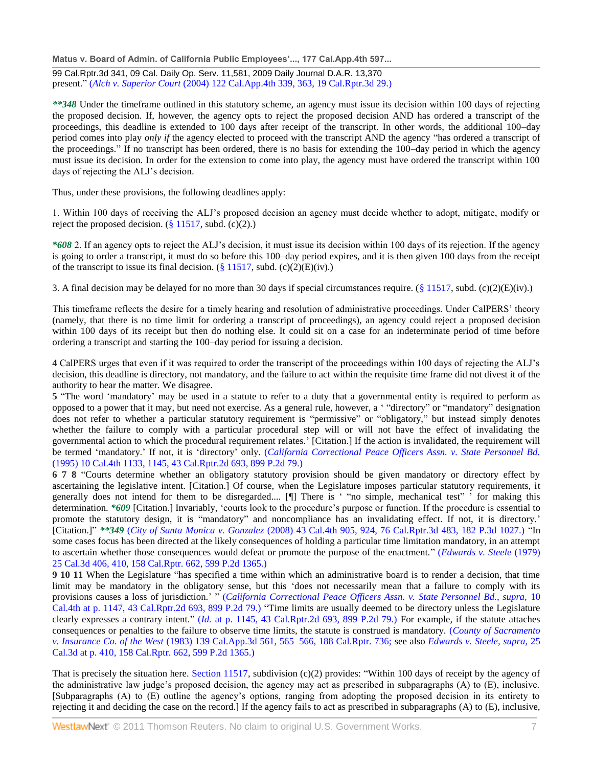present." (*Alch v. Superior Court* (2004) 122 Cal.App.4th 339, 363, 19 Cal.Rptr.3d 29.)

***\*\*348*** Under the timeframe outlined in this statutory scheme, an agency must issue its decision within 100 days of rejecting the proposed decision. If, however, the agency opts to reject the proposed decision AND has ordered a transcript of the proceedings, this deadline is extended to 100 days after receipt of the transcript. In other words, the additional 100–day period comes into play *only if* the agency elected to proceed with the transcript AND the agency "has ordered a transcript of the proceedings." If no transcript has been ordered, there is no basis for extending the 100–day period in which the agency must issue its decision. In order for the extension to come into play, the agency must have ordered the transcript within 100 days of rejecting the ALJ's decision.

Thus, under these provisions, the following deadlines apply:

1. Within 100 days of receiving the ALJ's proposed decision an agency must decide whether to adopt, mitigate, modify or reject the proposed decision. (§ 11517, subd. (c)(2).)

***\*608*** 2. If an agency opts to reject the ALJ's decision, it must issue its decision within 100 days of its rejection. If the agency is going to order a transcript, it must do so before this 100–day period expires, and it is then given 100 days from the receipt of the transcript to issue its final decision. (§ 11517, subd. (c)(2)(E)(iv).)

3. A final decision may be delayed for no more than 30 days if special circumstances require. (§ 11517, subd. (c)(2)(E)(iv).)

This timeframe reflects the desire for a timely hearing and resolution of administrative proceedings. Under CalPERS' theory (namely, that there is no time limit for ordering a transcript of proceedings), an agency could reject a proposed decision within 100 days of its receipt but then do nothing else. It could sit on a case for an indeterminate period of time before ordering a transcript and starting the 100–day period for issuing a decision.

**4** CalPERS urges that even if it was required to order the transcript of the proceedings within 100 days of rejecting the ALJ's decision, this deadline is directory, not mandatory, and the failure to act within the requisite time frame did not divest it of the authority to hear the matter. We disagree.

**5** "The word 'mandatory' may be used in a statute to refer to a duty that a governmental entity is required to perform as opposed to a power that it may, but need not exercise. As a general rule, however, a ' "directory" or "mandatory" designation does not refer to whether a particular statutory requirement is "permissive" or "obligatory," but instead simply denotes whether the failure to comply with a particular procedural step will or will not have the effect of invalidating the governmental action to which the procedural requirement relates.' [Citation.] If the action is invalidated, the requirement will be termed 'mandatory.' If not, it is 'directory' only. (*California Correctional Peace Officers Assn. v. State Personnel Bd.* (1995) 10 Cal.4th 1133, 1145, 43 Cal.Rptr.2d 693, 899 P.2d 79.)

**6 7 8** "Courts determine whether an obligatory statutory provision should be given mandatory or directory effect by ascertaining the legislative intent. [Citation.] Of course, when the Legislature imposes particular statutory requirements, it generally does not intend for them to be disregarded.... [¶] There is ' "no simple, mechanical test" ' for making this determination. ***\*609*** [Citation.] Invariably, 'courts look to the procedure's purpose or function. If the procedure is essential to promote the statutory design, it is "mandatory" and noncompliance has an invalidating effect. If not, it is directory.' [Citation.]" ***\*\*349*** (*City of Santa Monica v. Gonzalez* (2008) 43 Cal.4th 905, 924, 76 Cal.Rptr.3d 483, 182 P.3d 1027.) "In some cases focus has been directed at the likely consequences of holding a particular time limitation mandatory, in an attempt to ascertain whether those consequences would defeat or promote the purpose of the enactment." (*Edwards v. Steele* (1979) 25 Cal.3d 406, 410, 158 Cal.Rptr. 662, 599 P.2d 1365.)

**9 10 11** When the Legislature "has specified a time within which an administrative board is to render a decision, that time limit may be mandatory in the obligatory sense, but this 'does not necessarily mean that a failure to comply with its provisions causes a loss of jurisdiction.' " (*California Correctional Peace Officers Assn. v. State Personnel Bd., supra,* 10 Cal.4th at p. 1147, 43 Cal.Rptr.2d 693, 899 P.2d 79.) "Time limits are usually deemed to be directory unless the Legislature clearly expresses a contrary intent." (*Id.* at p. 1145, 43 Cal.Rptr.2d 693, 899 P.2d 79.) For example, if the statute attaches consequences or penalties to the failure to observe time limits, the statute is construed is mandatory. (*County of Sacramento v. Insurance Co. of the West* (1983) 139 Cal.App.3d 561, 565–566, 188 Cal.Rptr. 736; see also *Edwards v. Steele, supra,* 25 Cal.3d at p. 410, 158 Cal.Rptr. 662, 599 P.2d 1365.)

That is precisely the situation here. Section 11517, subdivision (c)(2) provides: "Within 100 days of receipt by the agency of the administrative law judge's proposed decision, the agency may act as prescribed in subparagraphs (A) to (E), inclusive. [Subparagraphs (A) to (E) outline the agency's options, ranging from adopting the proposed decision in its entirety to rejecting it and deciding the case on the record.] If the agency fails to act as prescribed in subparagraphs (A) to (E), inclusive,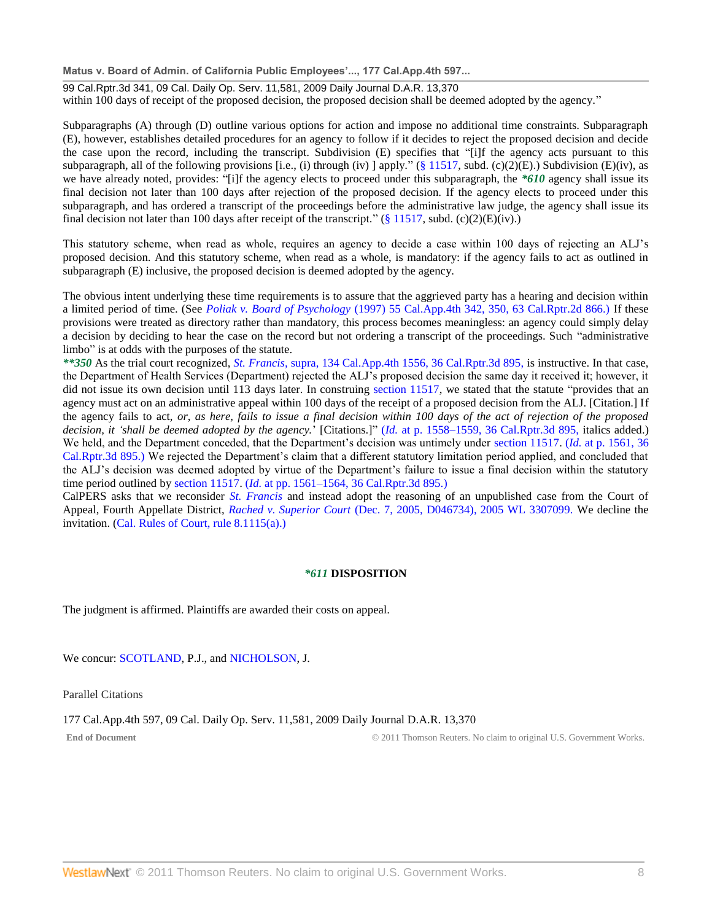within 100 days of receipt of the proposed decision, the proposed decision shall be deemed adopted by the agency."

Subparagraphs (A) through (D) outline various options for action and impose no additional time constraints. Subparagraph (E), however, establishes detailed procedures for an agency to follow if it decides to reject the proposed decision and decide the case upon the record, including the transcript. Subdivision (E) specifies that "[i]f the agency acts pursuant to this subparagraph, all of the following provisions [i.e., (i) through (iv) ] apply." (§ 11517, subd. (c)(2)(E).) Subdivision (E)(iv), as we have already noted, provides: "[i]f the agency elects to proceed under this subparagraph, the ***610** agency shall issue its final decision not later than 100 days after rejection of the proposed decision. If the agency elects to proceed under this subparagraph, and has ordered a transcript of the proceedings before the administrative law judge, the agency shall issue its final decision not later than 100 days after receipt of the transcript." (§ 11517, subd. (c)(2)(E)(iv).)

This statutory scheme, when read as whole, requires an agency to decide a case within 100 days of rejecting an ALJ's proposed decision. And this statutory scheme, when read as a whole, is mandatory: if the agency fails to act as outlined in subparagraph (E) inclusive, the proposed decision is deemed adopted by the agency.

The obvious intent underlying these time requirements is to assure that the aggrieved party has a hearing and decision within a limited period of time. (See *Poliak v. Board of Psychology* (1997) 55 Cal.App.4th 342, 350, 63 Cal.Rptr.2d 866.) If these provisions were treated as directory rather than mandatory, this process becomes meaningless: an agency could simply delay a decision by deciding to hear the case on the record but not ordering a transcript of the proceedings. Such "administrative limbo" is at odds with the purposes of the statute.

*****350** As the trial court recognized, *St. Francis,* supra, 134 Cal.App.4th 1556, 36 Cal.Rptr.3d 895, is instructive. In that case, the Department of Health Services (Department) rejected the ALJ's proposed decision the same day it received it; however, it did not issue its own decision until 113 days later. In construing section 11517, we stated that the statute "provides that an agency must act on an administrative appeal within 100 days of the receipt of a proposed decision from the ALJ. [Citation.] If the agency fails to act, *or, as here, fails to issue a final decision within 100 days of the act of rejection of the proposed decision, it 'shall be deemed adopted by the agency.*' [Citations.]" (*Id.* at p. 1558–1559, 36 Cal.Rptr.3d 895, italics added.) We held, and the Department conceded, that the Department's decision was untimely under section 11517. (*Id.* at p. 1561, 36 Cal.Rptr.3d 895.) We rejected the Department's claim that a different statutory limitation period applied, and concluded that the ALJ's decision was deemed adopted by virtue of the Department's failure to issue a final decision within the statutory time period outlined by section 11517. (*Id.* at pp. 1561–1564, 36 Cal.Rptr.3d 895.)

CalPERS asks that we reconsider *St. Francis* and instead adopt the reasoning of an unpublished case from the Court of Appeal, Fourth Appellate District, *Rached v. Superior Court* (Dec. 7, 2005, D046734), 2005 WL 3307099. We decline the invitation. (Cal. Rules of Court, rule 8.1115(a).)

## ***611** DISPOSITION

The judgment is affirmed. Plaintiffs are awarded their costs on appeal.

We concur: SCOTLAND, P.J., and NICHOLSON, J.

Parallel Citations

177 Cal.App.4th 597, 09 Cal. Daily Op. Serv. 11,581, 2009 Daily Journal D.A.R. 13,370

**End of Document** © 2011 Thomson Reuters. No claim to original U.S. Government Works.